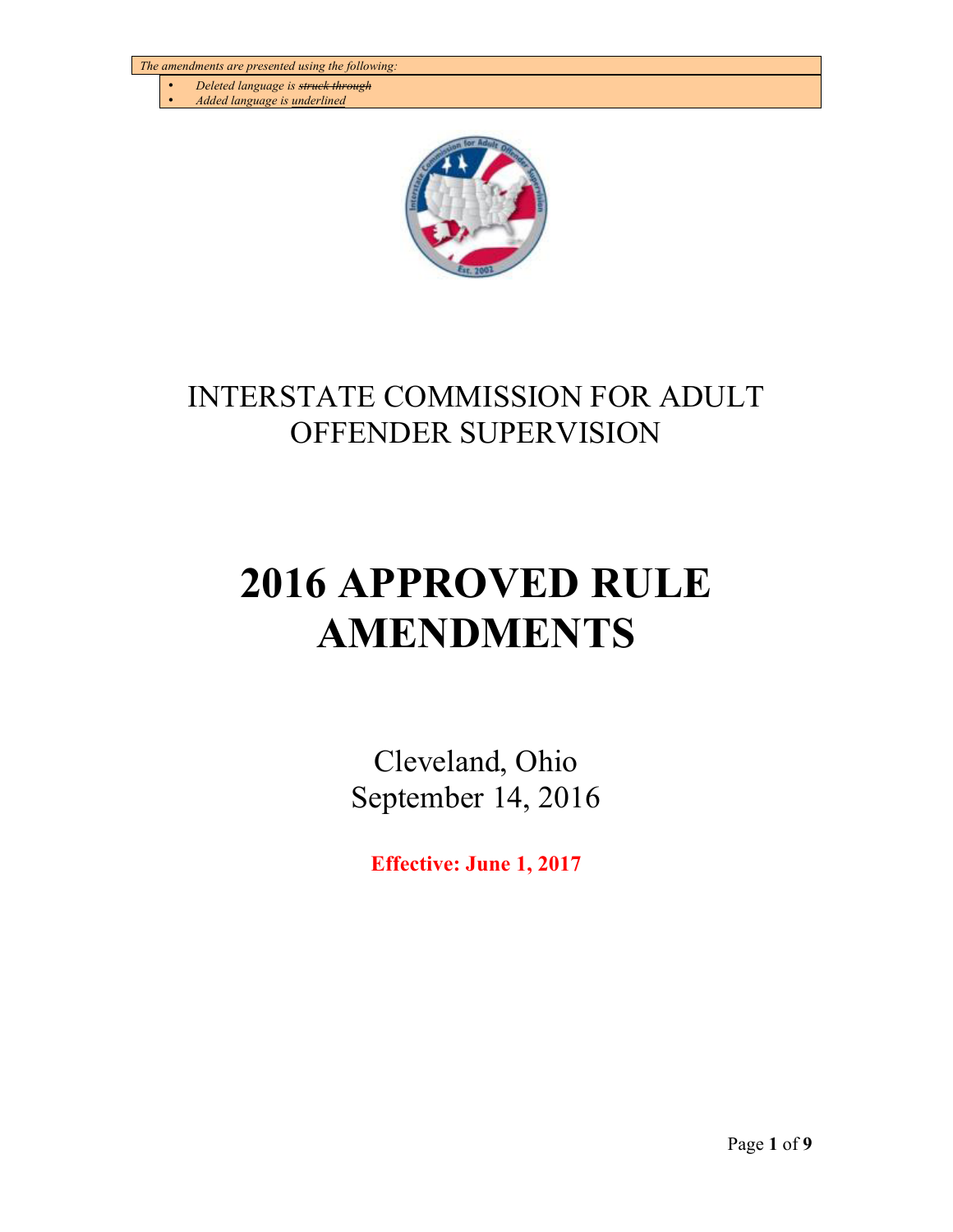*The amendments are presented using the following:*

- *Deleted language is ~~struck through~~*
- *Added language is <u>underlined</u>*

# INTERSTATE COMMISSION FOR ADULT OFFENDER SUPERVISION

# 2016 APPROVED RULE AMENDMENTS

Cleveland, Ohio
September 14, 2016

**Effective: June 1, 2017**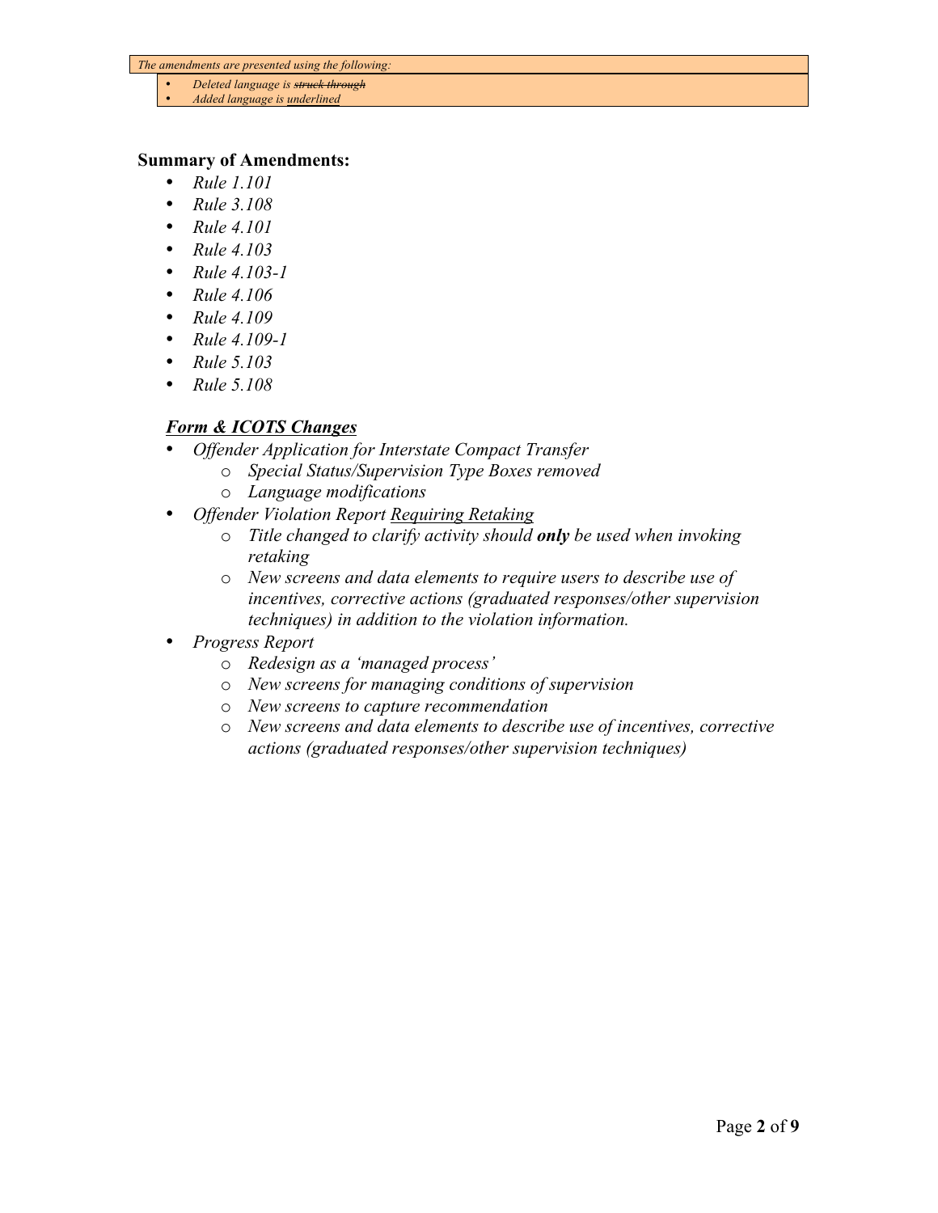*The amendments are presented using the following:*

- *Deleted language is ~~struck through~~*
- *Added language is <u>underlined</u>*

**Summary of Amendments:**

- *Rule 1.101*
- *Rule 3.108*
- *Rule 4.101*
- *Rule 4.103*
- *Rule 4.103-1*
- *Rule 4.106*
- *Rule 4.109*
- *Rule 4.109-1*
- *Rule 5.103*
- *Rule 5.108*

***<u>Form & ICOTS Changes</u>***

- *Offender Application for Interstate Compact Transfer*
    - *Special Status/Supervision Type Boxes removed*
    - *Language modifications*
- *Offender Violation Report <u>Requiring Retaking</u>*
    - *Title changed to clarify activity should **only** be used when invoking retaking*
    - *New screens and data elements to require users to describe use of incentives, corrective actions (graduated responses/other supervision techniques) in addition to the violation information.*
- *Progress Report*
    - *Redesign as a 'managed process'*
    - *New screens for managing conditions of supervision*
    - *New screens to capture recommendation*
    - *New screens and data elements to describe use of incentives, corrective actions (graduated responses/other supervision techniques)*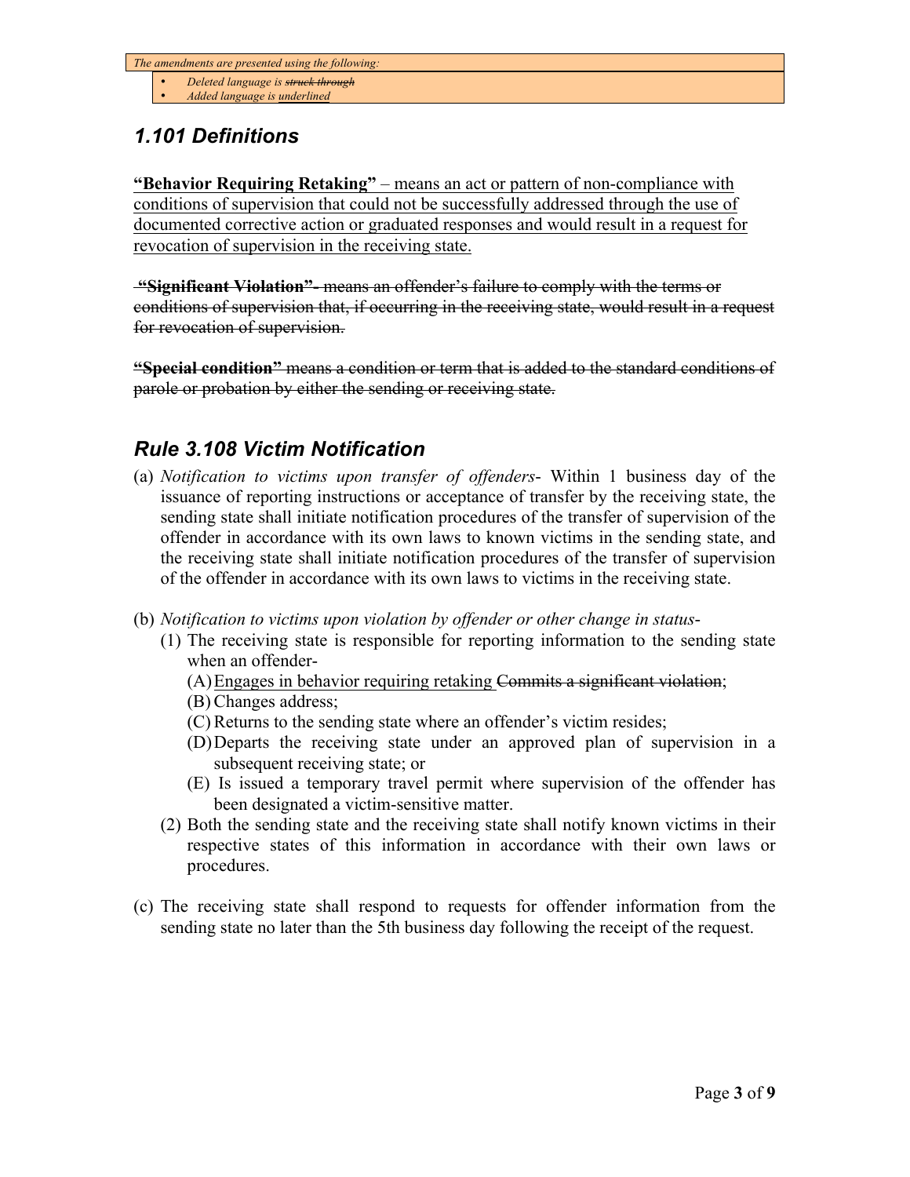*The amendments are presented using the following:*

- *Deleted language is ~~struck through~~*
- *Added language is <u>underlined</u>*

## *1.101 Definitions*

<u>**"Behavior Requiring Retaking"** – means an act or pattern of non-compliance with conditions of supervision that could not be successfully addressed through the use of documented corrective action or graduated responses and would result in a request for revocation of supervision in the receiving state.</u>

~~**"Significant Violation"**- means an offender's failure to comply with the terms or conditions of supervision that, if occurring in the receiving state, would result in a request for revocation of supervision.~~

~~**"Special condition"** means a condition or term that is added to the standard conditions of parole or probation by either the sending or receiving state.~~

## *Rule 3.108 Victim Notification*

(a) *Notification to victims upon transfer of offenders*- Within 1 business day of the issuance of reporting instructions or acceptance of transfer by the receiving state, the sending state shall initiate notification procedures of the transfer of supervision of the offender in accordance with its own laws to known victims in the sending state, and the receiving state shall initiate notification procedures of the transfer of supervision of the offender in accordance with its own laws to victims in the receiving state.

(b) *Notification to victims upon violation by offender or other change in status*-

  (1) The receiving state is responsible for reporting information to the sending state when an offender-

    (A) <u>Engages in behavior requiring retaking</u> ~~Commits a significant violation~~;

    (B) Changes address;

    (C) Returns to the sending state where an offender's victim resides;

    (D) Departs the receiving state under an approved plan of supervision in a subsequent receiving state; or

    (E) Is issued a temporary travel permit where supervision of the offender has been designated a victim-sensitive matter.

  (2) Both the sending state and the receiving state shall notify known victims in their respective states of this information in accordance with their own laws or procedures.

(c) The receiving state shall respond to requests for offender information from the sending state no later than the 5th business day following the receipt of the request.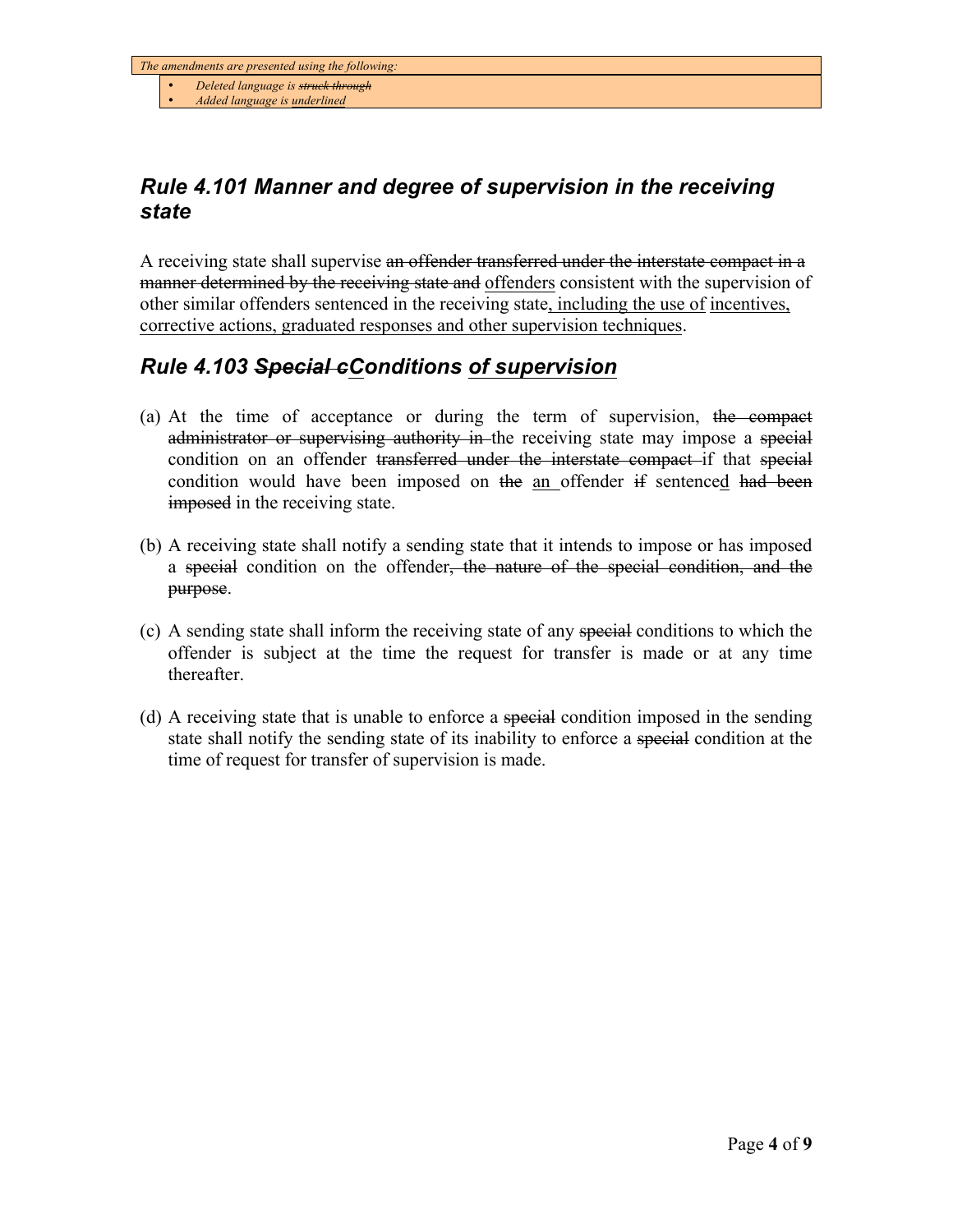*The amendments are presented using the following:*

- *Deleted language is ~~struck through~~*
- *Added language is <u>underlined</u>*

## *Rule 4.101 Manner and degree of supervision in the receiving state*

A receiving state shall supervise ~~an offender transferred under the interstate compact in a manner determined by the receiving state and~~ <u>offenders</u> consistent with the supervision of other similar offenders sentenced in the receiving state<u>, including the use of</u> <u>incentives, corrective actions, graduated responses and other supervision techniques</u>.

## *Rule 4.103 ~~Special c~~<u>C</u>onditions <u>of supervision</u>*

(a) At the time of acceptance or during the term of supervision, ~~the compact administrator or supervising authority in~~ the receiving state may impose a ~~special~~ condition on an offender ~~transferred under the interstate compact~~ if that ~~special~~ condition would have been imposed on ~~the~~ <u>an</u> offender ~~if~~ sentence<u>d</u> ~~had been imposed~~ in the receiving state.

(b) A receiving state shall notify a sending state that it intends to impose or has imposed a ~~special~~ condition on the offender~~, the nature of the special condition, and the purpose~~.

(c) A sending state shall inform the receiving state of any ~~special~~ conditions to which the offender is subject at the time the request for transfer is made or at any time thereafter.

(d) A receiving state that is unable to enforce a ~~special~~ condition imposed in the sending state shall notify the sending state of its inability to enforce a ~~special~~ condition at the time of request for transfer of supervision is made.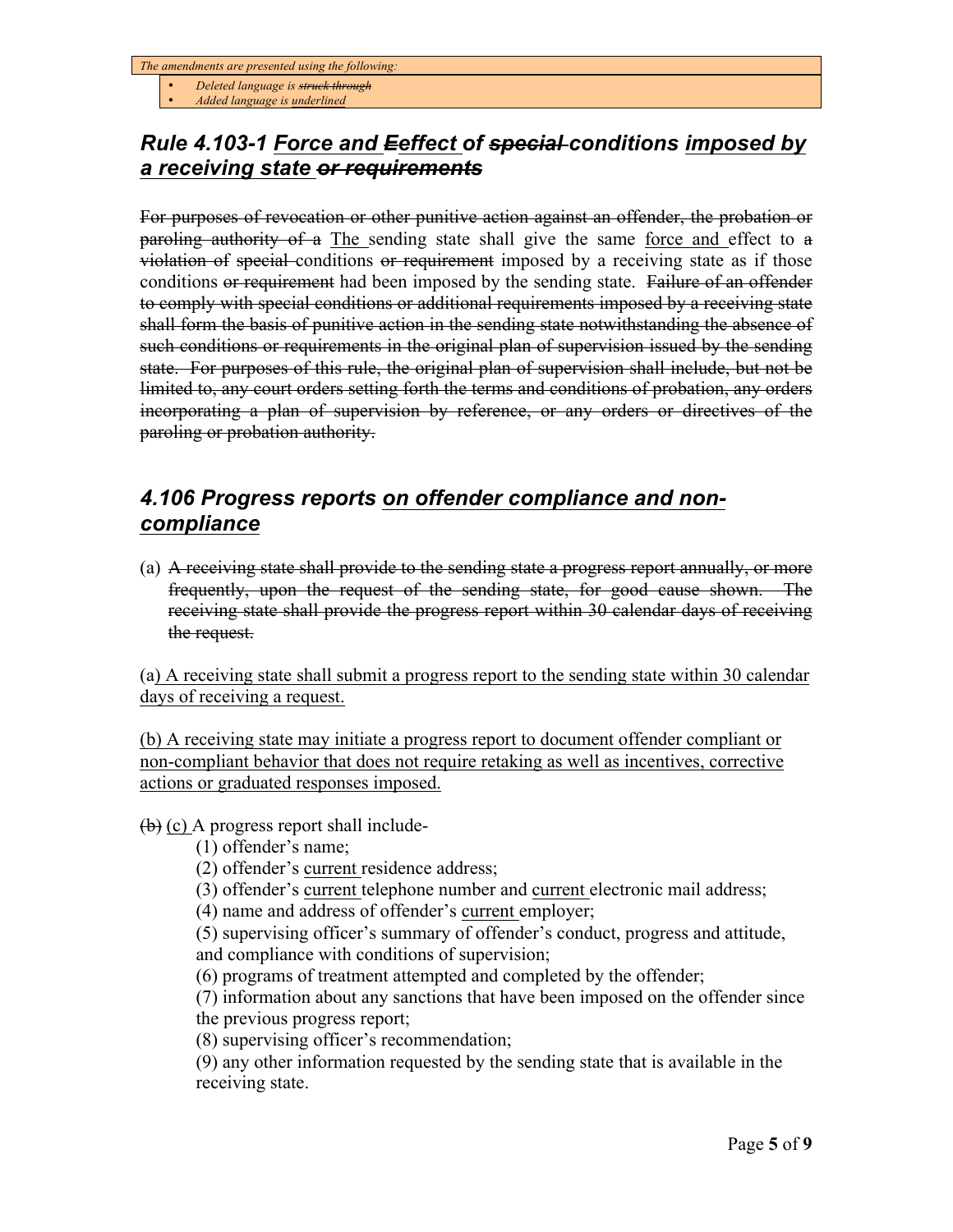*The amendments are presented using the following:*

- *Deleted language is ~~struck through~~*
- *Added language is <u>underlined</u>*

## *Rule 4.103-1 <u>Force and</u> ~~E~~<u>effect</u> of ~~special~~ conditions <u>imposed by a receiving state</u> ~~or requirements~~*

~~For purposes of revocation or other punitive action against an offender, the probation or paroling authority of a~~ <u>The</u> sending state shall give the same <u>force and</u> effect to ~~a violation of~~ ~~special~~ conditions ~~or requirement~~ imposed by a receiving state as if those conditions ~~or requirement~~ had been imposed by the sending state. ~~Failure of an offender to comply with special conditions or additional requirements imposed by a receiving state shall form the basis of punitive action in the sending state notwithstanding the absence of such conditions or requirements in the original plan of supervision issued by the sending state. For purposes of this rule, the original plan of supervision shall include, but not be limited to, any court orders setting forth the terms and conditions of probation, any orders incorporating a plan of supervision by reference, or any orders or directives of the paroling or probation authority.~~

## *4.106 Progress reports <u>on offender compliance and non-compliance</u>*

(a) ~~A receiving state shall provide to the sending state a progress report annually, or more frequently, upon the request of the sending state, for good cause shown. The receiving state shall provide the progress report within 30 calendar days of receiving the request.~~

<u>(a) A receiving state shall submit a progress report to the sending state within 30 calendar days of receiving a request.</u>

<u>(b) A receiving state may initiate a progress report to document offender compliant or non-compliant behavior that does not require retaking as well as incentives, corrective actions or graduated responses imposed.</u>

~~(b)~~ <u>(c)</u> A progress report shall include-

(1) offender's name;

(2) offender's <u>current</u> residence address;

(3) offender's <u>current</u> telephone number and <u>current</u> electronic mail address;

(4) name and address of offender's <u>current</u> employer;

(5) supervising officer's summary of offender's conduct, progress and attitude, and compliance with conditions of supervision;

(6) programs of treatment attempted and completed by the offender;

(7) information about any sanctions that have been imposed on the offender since the previous progress report;

(8) supervising officer's recommendation;

(9) any other information requested by the sending state that is available in the receiving state.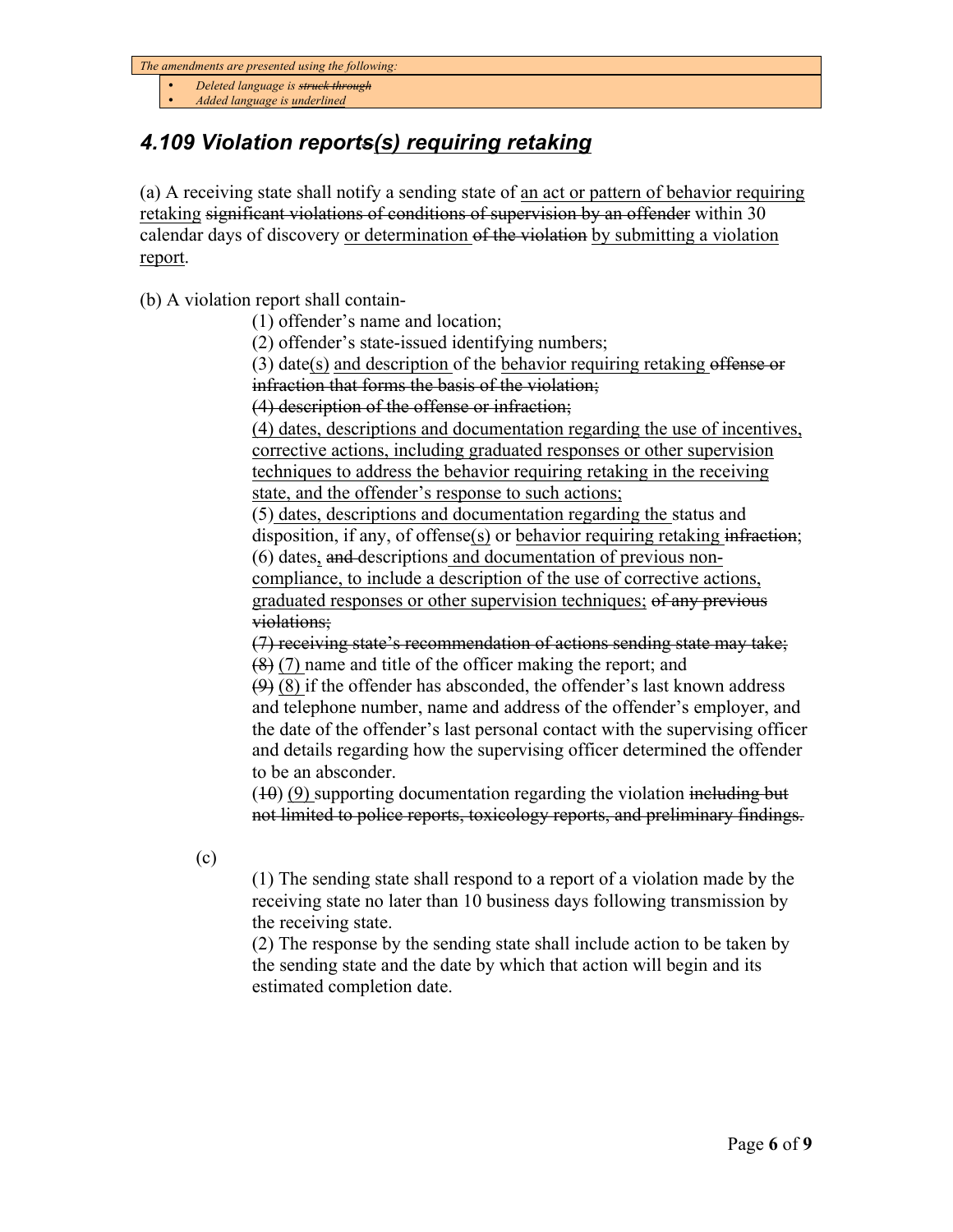*The amendments are presented using the following:*

- *Deleted language is ~~struck through~~*
- *Added language is <u>underlined</u>*

## *4.109 Violation report~~s~~<u>(s) requiring retaking</u>*

(a) A receiving state shall notify a sending state of <u>an act or pattern of behavior requiring retaking</u> ~~significant violations of conditions of supervision by an offender~~ within 30 calendar days of discovery <u>or determination</u> ~~of the violation~~ <u>by submitting a violation report</u>.

(b) A violation report shall contain-

(1) offender's name and location;

(2) offender's state-issued identifying numbers;

(3) date<u>(s)</u> <u>and description</u> of the <u>behavior requiring retaking</u> ~~offense or infraction that forms the basis of the violation;~~

~~(4) description of the offense or infraction;~~

<u>(4) dates, descriptions and documentation regarding the use of incentives, corrective actions, including graduated responses or other supervision techniques to address the behavior requiring retaking in the receiving state, and the offender's response to such actions;</u>

(5) <u>dates, descriptions and documentation regarding the</u> status and disposition, if any, of offense<u>(s)</u> or <u>behavior requiring retaking</u> ~~infraction~~;

(6) dates<u>,</u> ~~and~~ descriptions <u>and documentation of previous non-compliance, to include a description of the use of corrective actions, graduated responses or other supervision techniques;</u> ~~of any previous violations;~~

~~(7) receiving state's recommendation of actions sending state may take;~~

~~(8)~~ <u>(7)</u> name and title of the officer making the report; and

~~(9)~~ <u>(8)</u> if the offender has absconded, the offender's last known address and telephone number, name and address of the offender's employer, and the date of the offender's last personal contact with the supervising officer and details regarding how the supervising officer determined the offender to be an absconder.

(~~10~~) <u>(9)</u> supporting documentation regarding the violation ~~including but not limited to police reports, toxicology reports, and preliminary findings.~~

(c)

(1) The sending state shall respond to a report of a violation made by the receiving state no later than 10 business days following transmission by the receiving state.

(2) The response by the sending state shall include action to be taken by the sending state and the date by which that action will begin and its estimated completion date.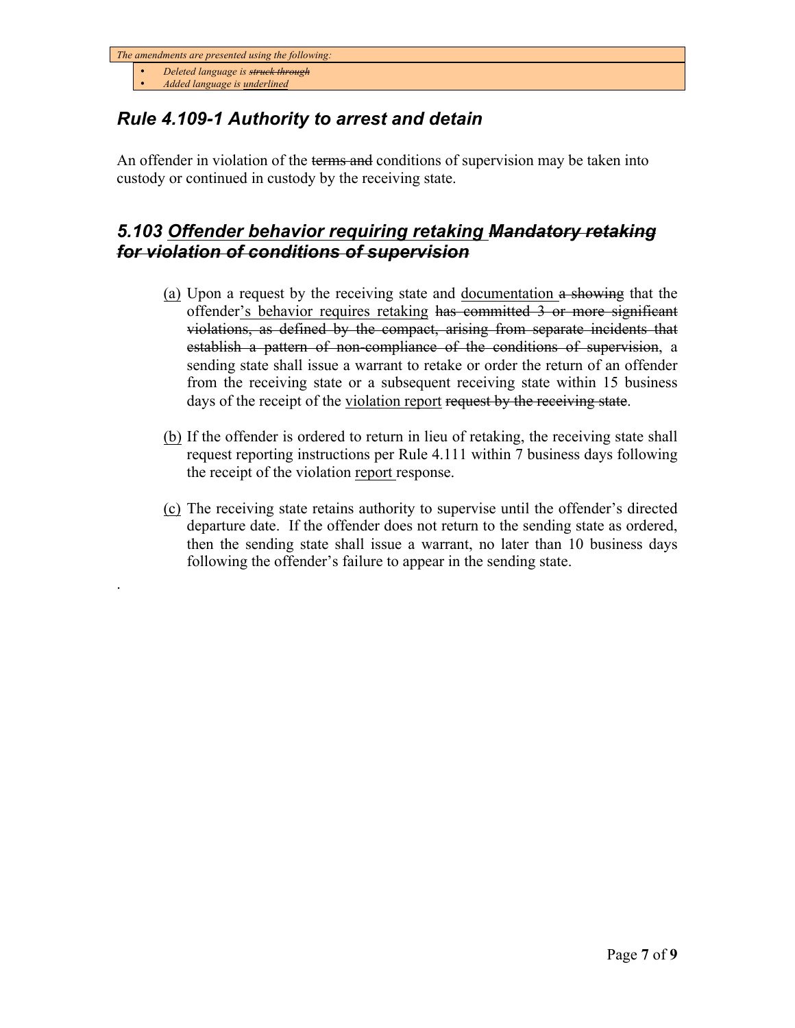*The amendments are presented using the following:*

- *Deleted language is ~~struck through~~*
- *Added language is <u>underlined</u>*

## *Rule 4.109-1 Authority to arrest and detain*

An offender in violation of the ~~terms and~~ conditions of supervision may be taken into custody or continued in custody by the receiving state.

## *5.103 <u>Offender behavior requiring retaking</u> ~~Mandatory retaking for violation of conditions of supervision~~*

<u>(a)</u> Upon a request by the receiving state and <u>documentation</u> ~~a showing~~ that the offender<u>'s behavior requires retaking</u> ~~has committed 3 or more significant violations, as defined by the compact, arising from separate incidents that establish a pattern of non-compliance of the conditions of supervision~~, a sending state shall issue a warrant to retake or order the return of an offender from the receiving state or a subsequent receiving state within 15 business days of the receipt of the <u>violation report</u> ~~request by the receiving state~~.

<u>(b)</u> If the offender is ordered to return in lieu of retaking, the receiving state shall request reporting instructions per Rule 4.111 within 7 business days following the receipt of the violation <u>report</u> response.

<u>(c)</u> The receiving state retains authority to supervise until the offender's directed departure date. If the offender does not return to the sending state as ordered, then the sending state shall issue a warrant, no later than 10 business days following the offender's failure to appear in the sending state.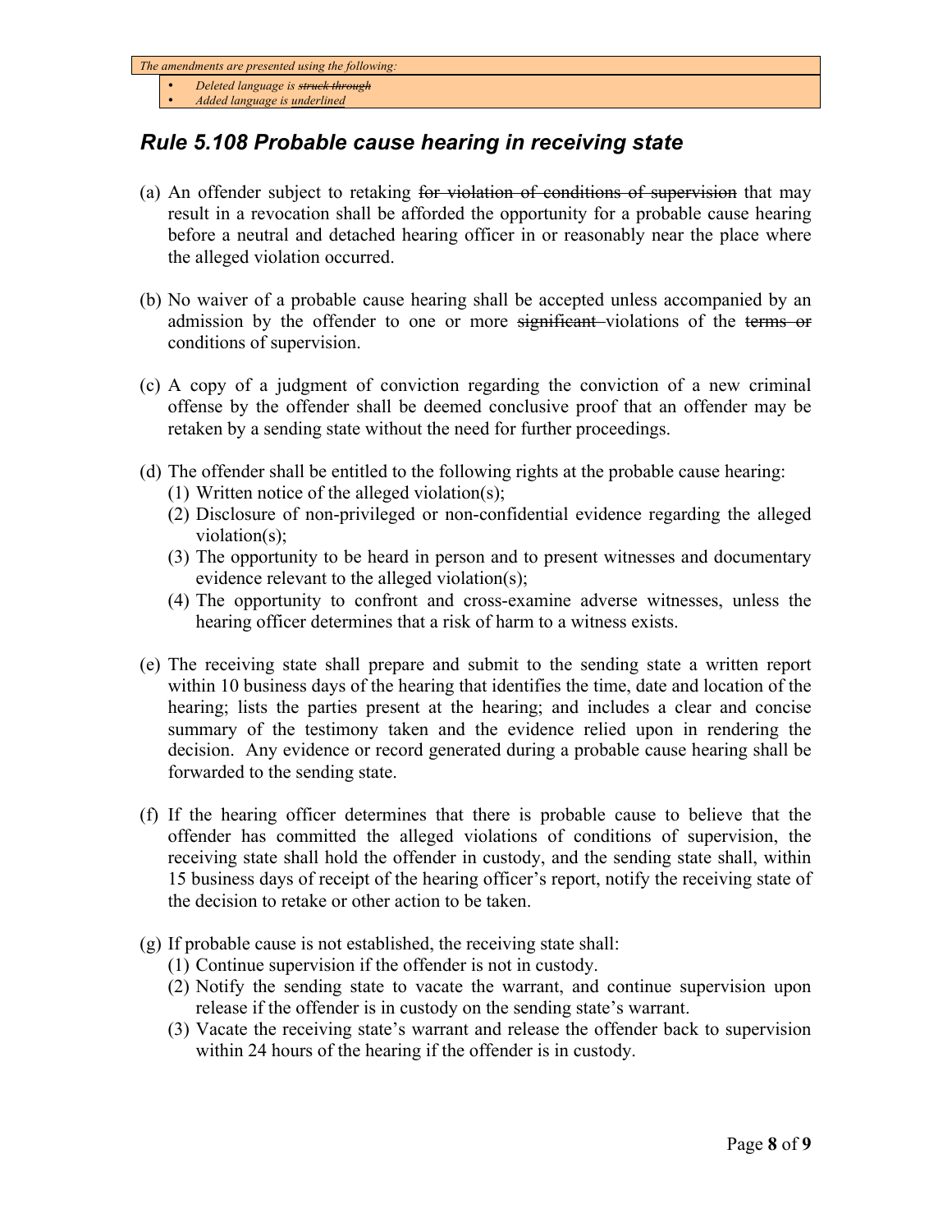*The amendments are presented using the following:*

- *Deleted language is ~~struck through~~*
- *Added language is underlined*

## *Rule 5.108 Probable cause hearing in receiving state*

(a) An offender subject to retaking ~~for violation of conditions of supervision~~ that may result in a revocation shall be afforded the opportunity for a probable cause hearing before a neutral and detached hearing officer in or reasonably near the place where the alleged violation occurred.

(b) No waiver of a probable cause hearing shall be accepted unless accompanied by an admission by the offender to one or more ~~significant~~ violations of the ~~terms or~~ conditions of supervision.

(c) A copy of a judgment of conviction regarding the conviction of a new criminal offense by the offender shall be deemed conclusive proof that an offender may be retaken by a sending state without the need for further proceedings.

(d) The offender shall be entitled to the following rights at the probable cause hearing:
   (1) Written notice of the alleged violation(s);
   (2) Disclosure of non-privileged or non-confidential evidence regarding the alleged violation(s);
   (3) The opportunity to be heard in person and to present witnesses and documentary evidence relevant to the alleged violation(s);
   (4) The opportunity to confront and cross-examine adverse witnesses, unless the hearing officer determines that a risk of harm to a witness exists.

(e) The receiving state shall prepare and submit to the sending state a written report within 10 business days of the hearing that identifies the time, date and location of the hearing; lists the parties present at the hearing; and includes a clear and concise summary of the testimony taken and the evidence relied upon in rendering the decision. Any evidence or record generated during a probable cause hearing shall be forwarded to the sending state.

(f) If the hearing officer determines that there is probable cause to believe that the offender has committed the alleged violations of conditions of supervision, the receiving state shall hold the offender in custody, and the sending state shall, within 15 business days of receipt of the hearing officer's report, notify the receiving state of the decision to retake or other action to be taken.

(g) If probable cause is not established, the receiving state shall:
   (1) Continue supervision if the offender is not in custody.
   (2) Notify the sending state to vacate the warrant, and continue supervision upon release if the offender is in custody on the sending state's warrant.
   (3) Vacate the receiving state's warrant and release the offender back to supervision within 24 hours of the hearing if the offender is in custody.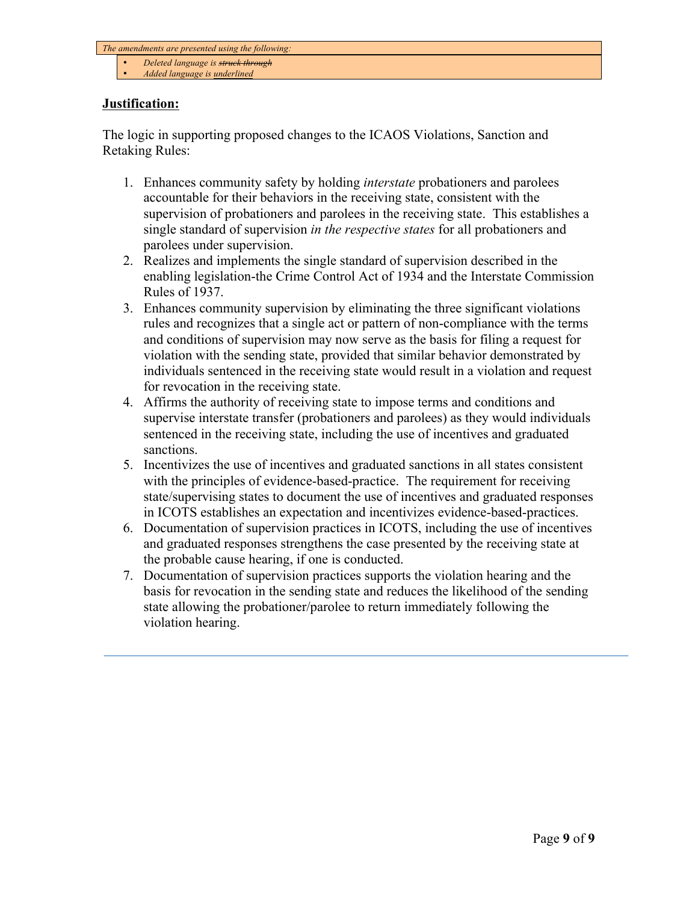*The amendments are presented using the following:*

- *Deleted language is ~~struck through~~*
- *Added language is <u>underlined</u>*

**<u>Justification:</u>**

The logic in supporting proposed changes to the ICAOS Violations, Sanction and Retaking Rules:

1. Enhances community safety by holding *interstate* probationers and parolees accountable for their behaviors in the receiving state, consistent with the supervision of probationers and parolees in the receiving state. This establishes a single standard of supervision *in the respective states* for all probationers and parolees under supervision.
2. Realizes and implements the single standard of supervision described in the enabling legislation-the Crime Control Act of 1934 and the Interstate Commission Rules of 1937.
3. Enhances community supervision by eliminating the three significant violations rules and recognizes that a single act or pattern of non-compliance with the terms and conditions of supervision may now serve as the basis for filing a request for violation with the sending state, provided that similar behavior demonstrated by individuals sentenced in the receiving state would result in a violation and request for revocation in the receiving state.
4. Affirms the authority of receiving state to impose terms and conditions and supervise interstate transfer (probationers and parolees) as they would individuals sentenced in the receiving state, including the use of incentives and graduated sanctions.
5. Incentivizes the use of incentives and graduated sanctions in all states consistent with the principles of evidence-based-practice. The requirement for receiving state/supervising states to document the use of incentives and graduated responses in ICOTS establishes an expectation and incentivizes evidence-based-practices.
6. Documentation of supervision practices in ICOTS, including the use of incentives and graduated responses strengthens the case presented by the receiving state at the probable cause hearing, if one is conducted.
7. Documentation of supervision practices supports the violation hearing and the basis for revocation in the sending state and reduces the likelihood of the sending state allowing the probationer/parolee to return immediately following the violation hearing.